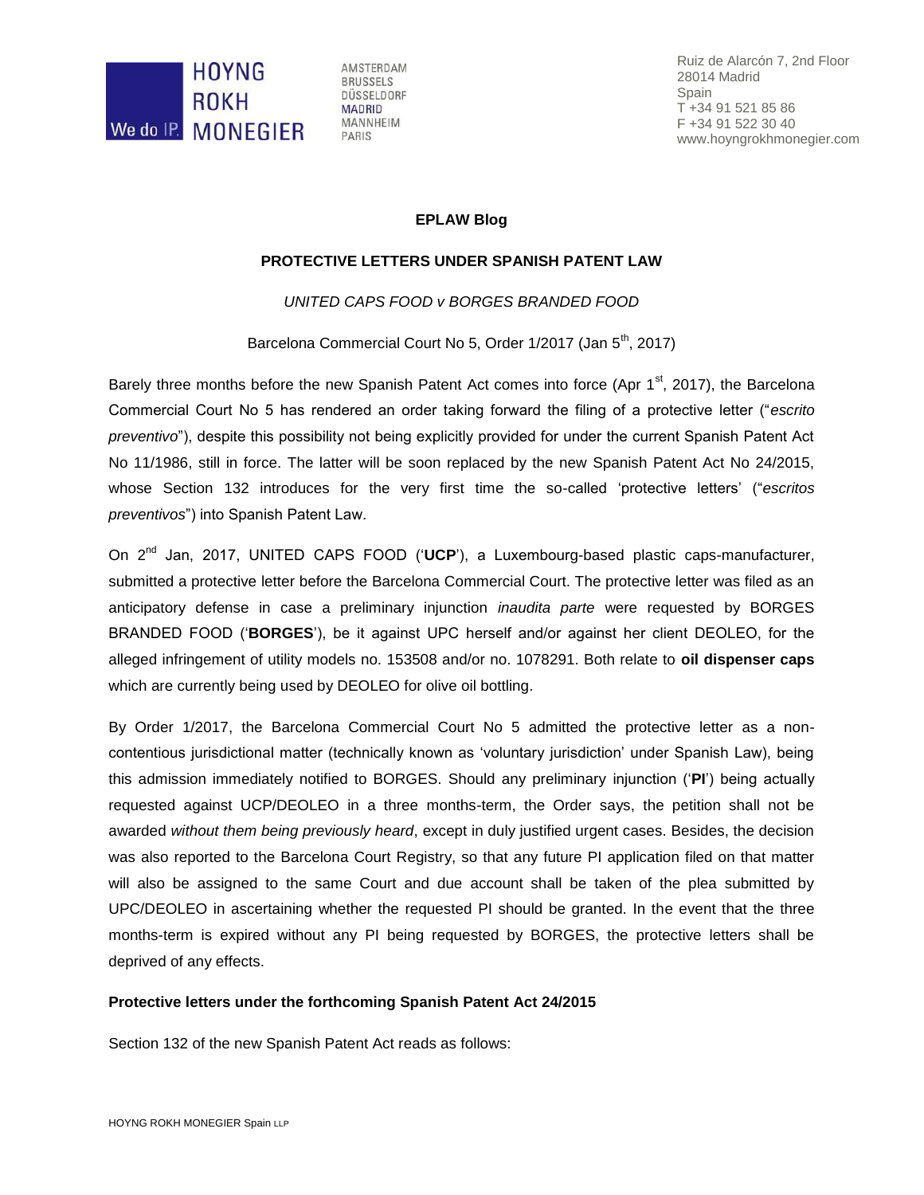HOYNG ROKH MONEGIER

We do IP.

AMSTERDAM
BRUSSELS
DÜSSELDORF
MADRID
MANNHEIM
PARIS

Ruiz de Alarcón 7, 2nd Floor
28014 Madrid
Spain
T +34 91 521 85 86
F +34 91 522 30 40
www.hoyngrokhmonegier.com

**EPLAW Blog**

**PROTECTIVE LETTERS UNDER SPANISH PATENT LAW**

*UNITED CAPS FOOD v BORGES BRANDED FOOD*

Barcelona Commercial Court No 5, Order 1/2017 (Jan 5th, 2017)

Barely three months before the new Spanish Patent Act comes into force (Apr 1st, 2017), the Barcelona Commercial Court No 5 has rendered an order taking forward the filing of a protective letter ("*escrito preventivo*"), despite this possibility not being explicitly provided for under the current Spanish Patent Act No 11/1986, still in force. The latter will be soon replaced by the new Spanish Patent Act No 24/2015, whose Section 132 introduces for the very first time the so-called 'protective letters' ("*escritos preventivos*") into Spanish Patent Law.

On 2nd Jan, 2017, UNITED CAPS FOOD ('**UCP**'), a Luxembourg-based plastic caps-manufacturer, submitted a protective letter before the Barcelona Commercial Court. The protective letter was filed as an anticipatory defense in case a preliminary injunction *inaudita parte* were requested by BORGES BRANDED FOOD ('**BORGES**'), be it against UPC herself and/or against her client DEOLEO, for the alleged infringement of utility models no. 153508 and/or no. 1078291. Both relate to **oil dispenser caps** which are currently being used by DEOLEO for olive oil bottling.

By Order 1/2017, the Barcelona Commercial Court No 5 admitted the protective letter as a non-contentious jurisdictional matter (technically known as 'voluntary jurisdiction' under Spanish Law), being this admission immediately notified to BORGES. Should any preliminary injunction ('**PI**') being actually requested against UCP/DEOLEO in a three months-term, the Order says, the petition shall not be awarded *without them being previously heard*, except in duly justified urgent cases. Besides, the decision was also reported to the Barcelona Court Registry, so that any future PI application filed on that matter will also be assigned to the same Court and due account shall be taken of the plea submitted by UPC/DEOLEO in ascertaining whether the requested PI should be granted. In the event that the three months-term is expired without any PI being requested by BORGES, the protective letters shall be deprived of any effects.

**Protective letters under the forthcoming Spanish Patent Act 24/2015**

Section 132 of the new Spanish Patent Act reads as follows: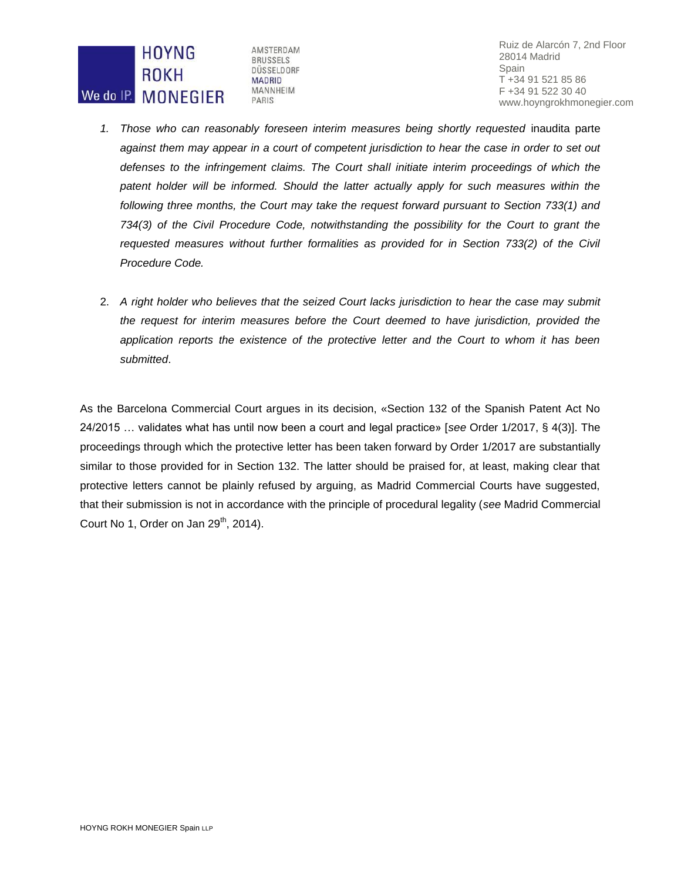1. *Those who can reasonably foreseen interim measures being shortly requested* inaudita parte *against them may appear in a court of competent jurisdiction to hear the case in order to set out defenses to the infringement claims. The Court shall initiate interim proceedings of which the patent holder will be informed. Should the latter actually apply for such measures within the following three months, the Court may take the request forward pursuant to Section 733(1) and 734(3) of the Civil Procedure Code, notwithstanding the possibility for the Court to grant the requested measures without further formalities as provided for in Section 733(2) of the Civil Procedure Code.*

2. *A right holder who believes that the seized Court lacks jurisdiction to hear the case may submit the request for interim measures before the Court deemed to have jurisdiction, provided the application reports the existence of the protective letter and the Court to whom it has been submitted*.

As the Barcelona Commercial Court argues in its decision, «Section 132 of the Spanish Patent Act No 24/2015 … validates what has until now been a court and legal practice» [*see* Order 1/2017, § 4(3)]. The proceedings through which the protective letter has been taken forward by Order 1/2017 are substantially similar to those provided for in Section 132. The latter should be praised for, at least, making clear that protective letters cannot be plainly refused by arguing, as Madrid Commercial Courts have suggested, that their submission is not in accordance with the principle of procedural legality (*see* Madrid Commercial Court No 1, Order on Jan 29th, 2014).